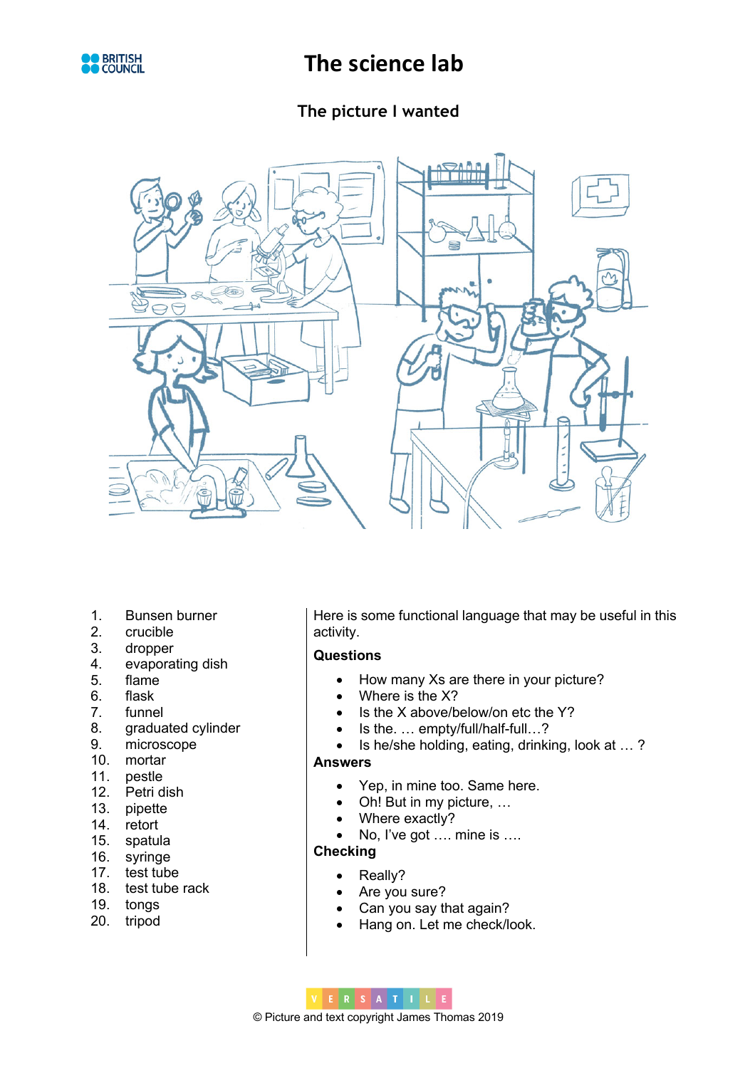# The science lab

## The picture I wanted

1. Bunsen burner
2. crucible
3. dropper
4. evaporating dish
5. flame
6. flask
7. funnel
8. graduated cylinder
9. microscope
10. mortar
11. pestle
12. Petri dish
13. pipette
14. retort
15. spatula
16. syringe
17. test tube
18. test tube rack
19. tongs
20. tripod

Here is some functional language that may be useful in this activity.

**Questions**

- How many Xs are there in your picture?
- Where is the X?
- Is the X above/below/on etc the Y?
- Is the. … empty/full/half-full…?
- Is he/she holding, eating, drinking, look at … ?

**Answers**

- Yep, in mine too. Same here.
- Oh! But in my picture, …
- Where exactly?
- No, I've got …. mine is ….

**Checking**

- Really?
- Are you sure?
- Can you say that again?
- Hang on. Let me check/look.

VERSATILE

© Picture and text copyright James Thomas 2019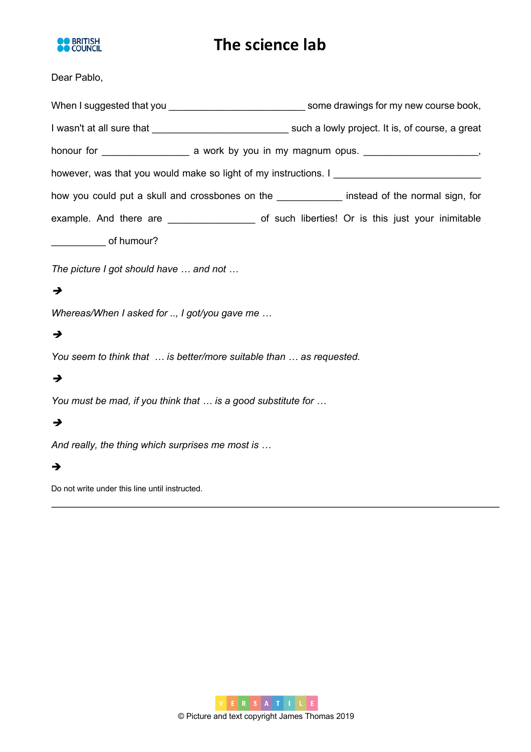# The science lab

Dear Pablo,

When I suggested that you ________________________ some drawings for my new course book, I wasn't at all sure that ________________________ such a lowly project. It is, of course, a great honour for ______________ a work by you in my magnum opus. ____________________, however, was that you would make so light of my instructions. I ________________________ how you could put a skull and crossbones on the ___________ instead of the normal sign, for example. And there are ______________ of such liberties! Or is this just your inimitable _________ of humour?

*The picture I got should have … and not …*

➔

*Whereas/When I asked for .., I got/you gave me …*

➔

*You seem to think that … is better/more suitable than … as requested.*

➔

*You must be mad, if you think that … is a good substitute for …*

➔

*And really, the thing which surprises me most is …*

➔

Do not write under this line until instructed.

---

© Picture and text copyright James Thomas 2019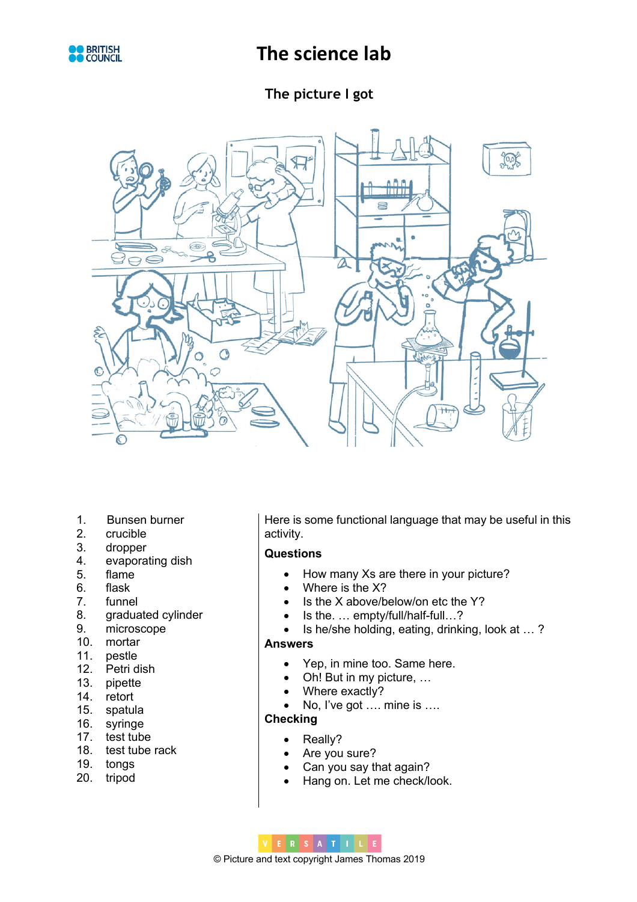# The science lab

## The picture I got

1. Bunsen burner
2. crucible
3. dropper
4. evaporating dish
5. flame
6. flask
7. funnel
8. graduated cylinder
9. microscope
10. mortar
11. pestle
12. Petri dish
13. pipette
14. retort
15. spatula
16. syringe
17. test tube
18. test tube rack
19. tongs
20. tripod

Here is some functional language that may be useful in this activity.

**Questions**

- How many Xs are there in your picture?
- Where is the X?
- Is the X above/below/on etc the Y?
- Is the. … empty/full/half-full…?
- Is he/she holding, eating, drinking, look at … ?

**Answers**

- Yep, in mine too. Same here.
- Oh! But in my picture, …
- Where exactly?
- No, I've got …. mine is ….

**Checking**

- Really?
- Are you sure?
- Can you say that again?
- Hang on. Let me check/look.

© Picture and text copyright James Thomas 2019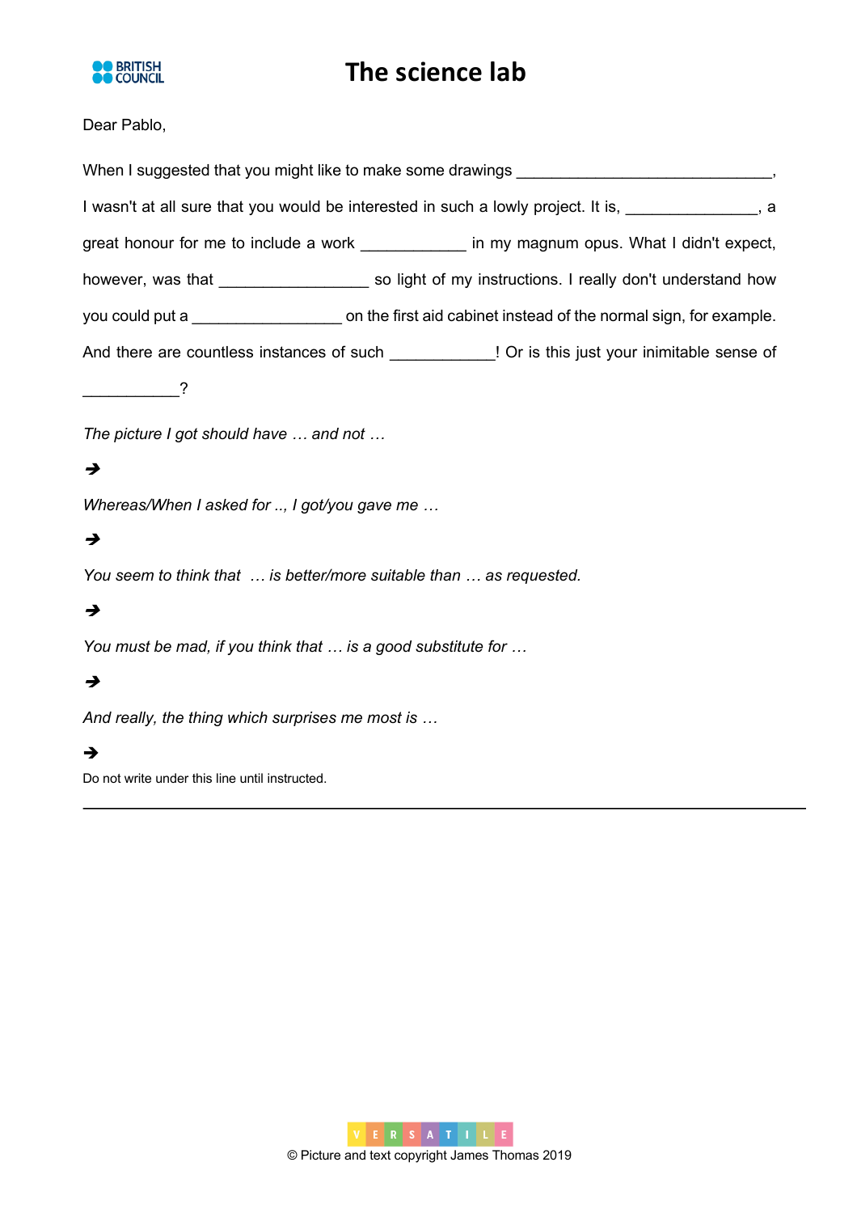# The science lab

Dear Pablo,

When I suggested that you might like to make some drawings _____________________________, I wasn't at all sure that you would be interested in such a lowly project. It is, _______________, a great honour for me to include a work ____________ in my magnum opus. What I didn't expect, however, was that _________________ so light of my instructions. I really don't understand how you could put a _________________ on the first aid cabinet instead of the normal sign, for example. And there are countless instances of such ____________! Or is this just your inimitable sense of ___________?

*The picture I got should have … and not …*

➔

*Whereas/When I asked for .., I got/you gave me …*

➔

*You seem to think that … is better/more suitable than … as requested.*

➔

*You must be mad, if you think that … is a good substitute for …*

➔

*And really, the thing which surprises me most is …*

➔

Do not write under this line until instructed.

---

© Picture and text copyright James Thomas 2019